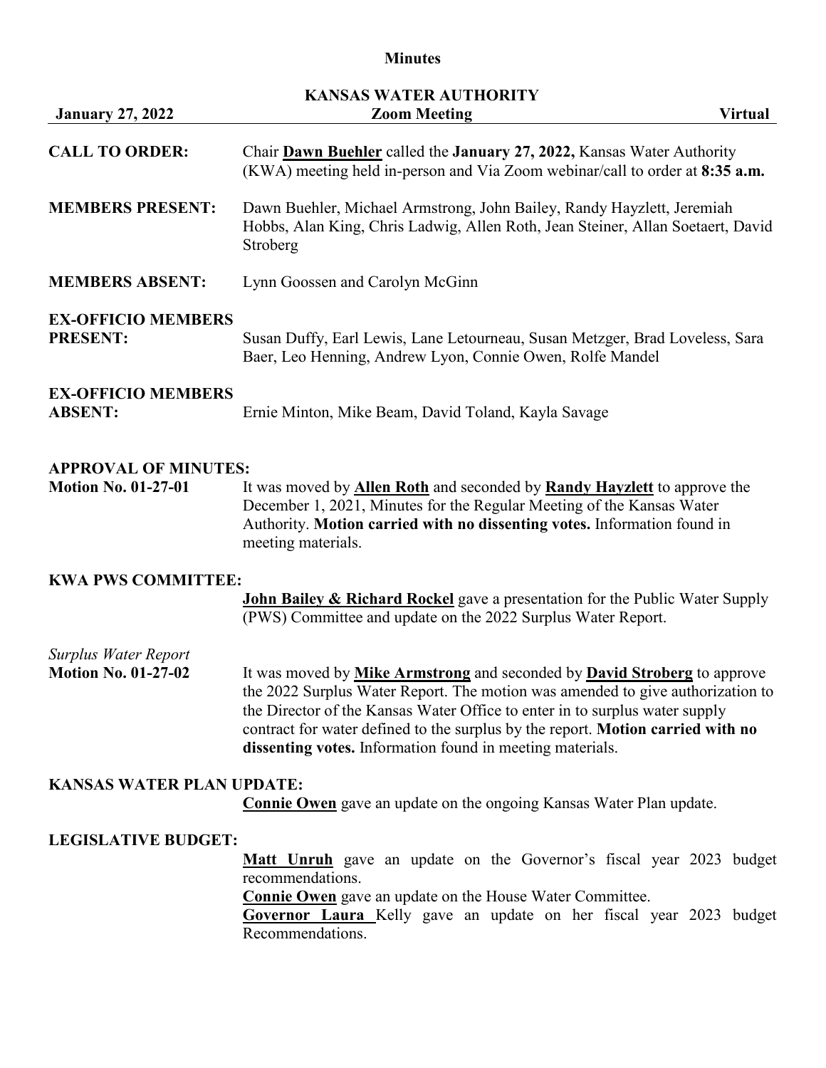# Minutes

## KANSAS WATER AUTHORITY

**January 27, 2022** — **Zoom Meeting** — **Virtual**

**CALL TO ORDER:** Chair **Dawn Buehler** called the **January 27, 2022,** Kansas Water Authority (KWA) meeting held in-person and Via Zoom webinar/call to order at **8:35 a.m.**

**MEMBERS PRESENT:** Dawn Buehler, Michael Armstrong, John Bailey, Randy Hayzlett, Jeremiah Hobbs, Alan King, Chris Ladwig, Allen Roth, Jean Steiner, Allan Soetaert, David Stroberg

**MEMBERS ABSENT:** Lynn Goossen and Carolyn McGinn

**EX-OFFICIO MEMBERS PRESENT:** Susan Duffy, Earl Lewis, Lane Letourneau, Susan Metzger, Brad Loveless, Sara Baer, Leo Henning, Andrew Lyon, Connie Owen, Rolfe Mandel

**EX-OFFICIO MEMBERS ABSENT:** Ernie Minton, Mike Beam, David Toland, Kayla Savage

**APPROVAL OF MINUTES:**

**Motion No. 01-27-01** It was moved by **Allen Roth** and seconded by **Randy Hayzlett** to approve the December 1, 2021, Minutes for the Regular Meeting of the Kansas Water Authority. **Motion carried with no dissenting votes.** Information found in meeting materials.

**KWA PWS COMMITTEE:**

**John Bailey & Richard Rockel** gave a presentation for the Public Water Supply (PWS) Committee and update on the 2022 Surplus Water Report.

*Surplus Water Report*

**Motion No. 01-27-02** It was moved by **Mike Armstrong** and seconded by **David Stroberg** to approve the 2022 Surplus Water Report. The motion was amended to give authorization to the Director of the Kansas Water Office to enter in to surplus water supply contract for water defined to the surplus by the report. **Motion carried with no dissenting votes.** Information found in meeting materials.

**KANSAS WATER PLAN UPDATE:**

**Connie Owen** gave an update on the ongoing Kansas Water Plan update.

**LEGISLATIVE BUDGET:**

**Matt Unruh** gave an update on the Governor's fiscal year 2023 budget recommendations.

**Connie Owen** gave an update on the House Water Committee.

**Governor Laura** Kelly gave an update on her fiscal year 2023 budget Recommendations.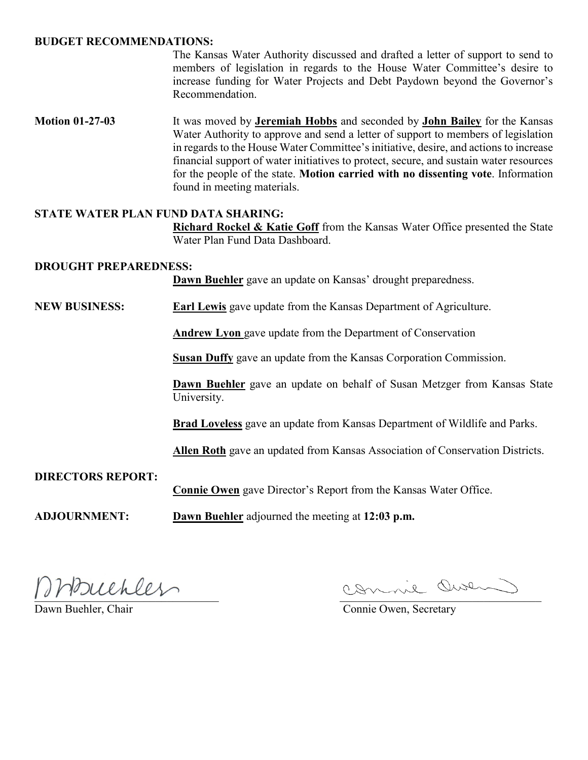**BUDGET RECOMMENDATIONS:**

The Kansas Water Authority discussed and drafted a letter of support to send to members of legislation in regards to the House Water Committee's desire to increase funding for Water Projects and Debt Paydown beyond the Governor's Recommendation.

**Motion 01-27-03** It was moved by **Jeremiah Hobbs** and seconded by **John Bailey** for the Kansas Water Authority to approve and send a letter of support to members of legislation in regards to the House Water Committee's initiative, desire, and actions to increase financial support of water initiatives to protect, secure, and sustain water resources for the people of the state. **Motion carried with no dissenting vote**. Information found in meeting materials.

**STATE WATER PLAN FUND DATA SHARING:**

**Richard Rockel & Katie Goff** from the Kansas Water Office presented the State Water Plan Fund Data Dashboard.

**DROUGHT PREPAREDNESS:**

**Dawn Buehler** gave an update on Kansas' drought preparedness.

**NEW BUSINESS:** **Earl Lewis** gave update from the Kansas Department of Agriculture.

**Andrew Lyon** gave update from the Department of Conservation

**Susan Duffy** gave an update from the Kansas Corporation Commission.

**Dawn Buehler** gave an update on behalf of Susan Metzger from Kansas State University.

**Brad Loveless** gave an update from Kansas Department of Wildlife and Parks.

**Allen Roth** gave an updated from Kansas Association of Conservation Districts.

**DIRECTORS REPORT:**

**Connie Owen** gave Director's Report from the Kansas Water Office.

**ADJOURNMENT:** **Dawn Buehler** adjourned the meeting at **12:03 p.m.**

Dawn Buehler, Chair

Connie Owen, Secretary